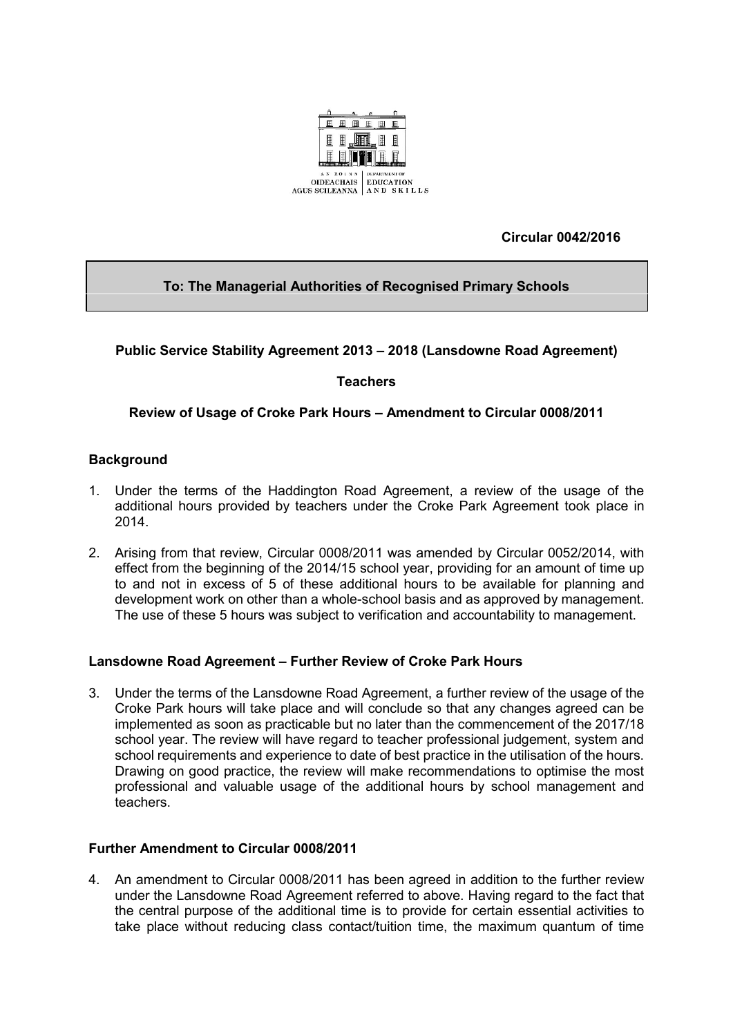An Roinn Oideachais agus Scileanna | Department of Education and Skills

**Circular 0042/2016**

**To: The Managerial Authorities of Recognised Primary Schools**

**Public Service Stability Agreement 2013 – 2018 (Lansdowne Road Agreement)**

**Teachers**

**Review of Usage of Croke Park Hours – Amendment to Circular 0008/2011**

## Background

1. Under the terms of the Haddington Road Agreement, a review of the usage of the additional hours provided by teachers under the Croke Park Agreement took place in 2014.

2. Arising from that review, Circular 0008/2011 was amended by Circular 0052/2014, with effect from the beginning of the 2014/15 school year, providing for an amount of time up to and not in excess of 5 of these additional hours to be available for planning and development work on other than a whole-school basis and as approved by management. The use of these 5 hours was subject to verification and accountability to management.

## Lansdowne Road Agreement – Further Review of Croke Park Hours

3. Under the terms of the Lansdowne Road Agreement, a further review of the usage of the Croke Park hours will take place and will conclude so that any changes agreed can be implemented as soon as practicable but no later than the commencement of the 2017/18 school year. The review will have regard to teacher professional judgement, system and school requirements and experience to date of best practice in the utilisation of the hours. Drawing on good practice, the review will make recommendations to optimise the most professional and valuable usage of the additional hours by school management and teachers.

## Further Amendment to Circular 0008/2011

4. An amendment to Circular 0008/2011 has been agreed in addition to the further review under the Lansdowne Road Agreement referred to above. Having regard to the fact that the central purpose of the additional time is to provide for certain essential activities to take place without reducing class contact/tuition time, the maximum quantum of time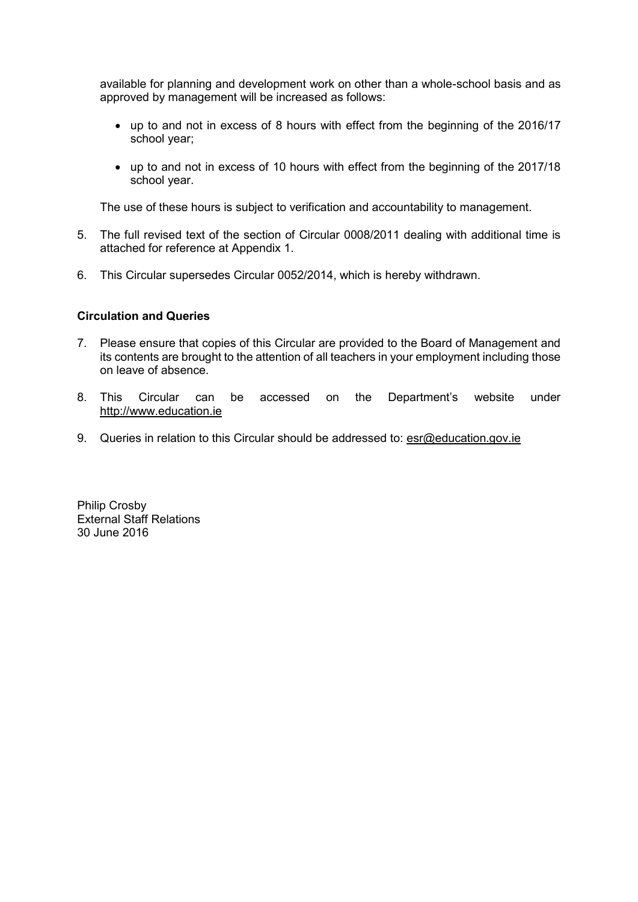available for planning and development work on other than a whole-school basis and as approved by management will be increased as follows:

- up to and not in excess of 8 hours with effect from the beginning of the 2016/17 school year;
- up to and not in excess of 10 hours with effect from the beginning of the 2017/18 school year.

The use of these hours is subject to verification and accountability to management.

5. The full revised text of the section of Circular 0008/2011 dealing with additional time is attached for reference at Appendix 1.
6. This Circular supersedes Circular 0052/2014, which is hereby withdrawn.

**Circulation and Queries**

7. Please ensure that copies of this Circular are provided to the Board of Management and its contents are brought to the attention of all teachers in your employment including those on leave of absence.
8. This Circular can be accessed on the Department's website under http://www.education.ie
9. Queries in relation to this Circular should be addressed to: esr@education.gov.ie

Philip Crosby
External Staff Relations
30 June 2016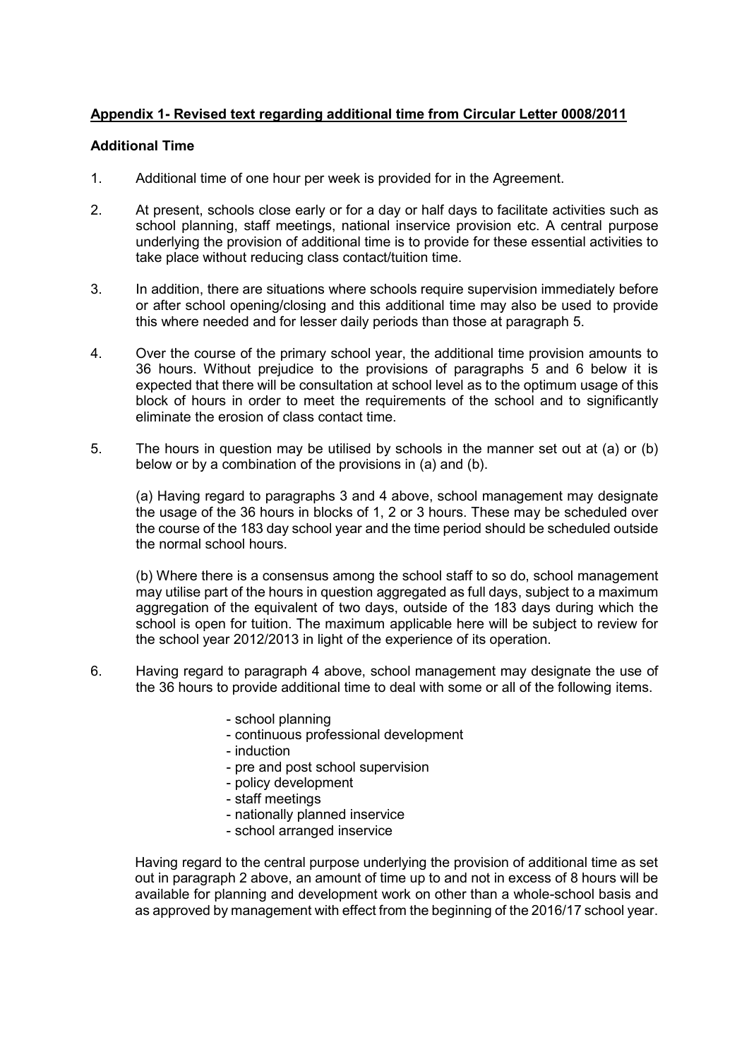**Appendix 1- Revised text regarding additional time from Circular Letter 0008/2011**

**Additional Time**

1. Additional time of one hour per week is provided for in the Agreement.

2. At present, schools close early or for a day or half days to facilitate activities such as school planning, staff meetings, national inservice provision etc. A central purpose underlying the provision of additional time is to provide for these essential activities to take place without reducing class contact/tuition time.

3. In addition, there are situations where schools require supervision immediately before or after school opening/closing and this additional time may also be used to provide this where needed and for lesser daily periods than those at paragraph 5.

4. Over the course of the primary school year, the additional time provision amounts to 36 hours. Without prejudice to the provisions of paragraphs 5 and 6 below it is expected that there will be consultation at school level as to the optimum usage of this block of hours in order to meet the requirements of the school and to significantly eliminate the erosion of class contact time.

5. The hours in question may be utilised by schools in the manner set out at (a) or (b) below or by a combination of the provisions in (a) and (b).

   (a) Having regard to paragraphs 3 and 4 above, school management may designate the usage of the 36 hours in blocks of 1, 2 or 3 hours. These may be scheduled over the course of the 183 day school year and the time period should be scheduled outside the normal school hours.

   (b) Where there is a consensus among the school staff to so do, school management may utilise part of the hours in question aggregated as full days, subject to a maximum aggregation of the equivalent of two days, outside of the 183 days during which the school is open for tuition. The maximum applicable here will be subject to review for the school year 2012/2013 in light of the experience of its operation.

6. Having regard to paragraph 4 above, school management may designate the use of the 36 hours to provide additional time to deal with some or all of the following items.

   - school planning
   - continuous professional development
   - induction
   - pre and post school supervision
   - policy development
   - staff meetings
   - nationally planned inservice
   - school arranged inservice

   Having regard to the central purpose underlying the provision of additional time as set out in paragraph 2 above, an amount of time up to and not in excess of 8 hours will be available for planning and development work on other than a whole-school basis and as approved by management with effect from the beginning of the 2016/17 school year.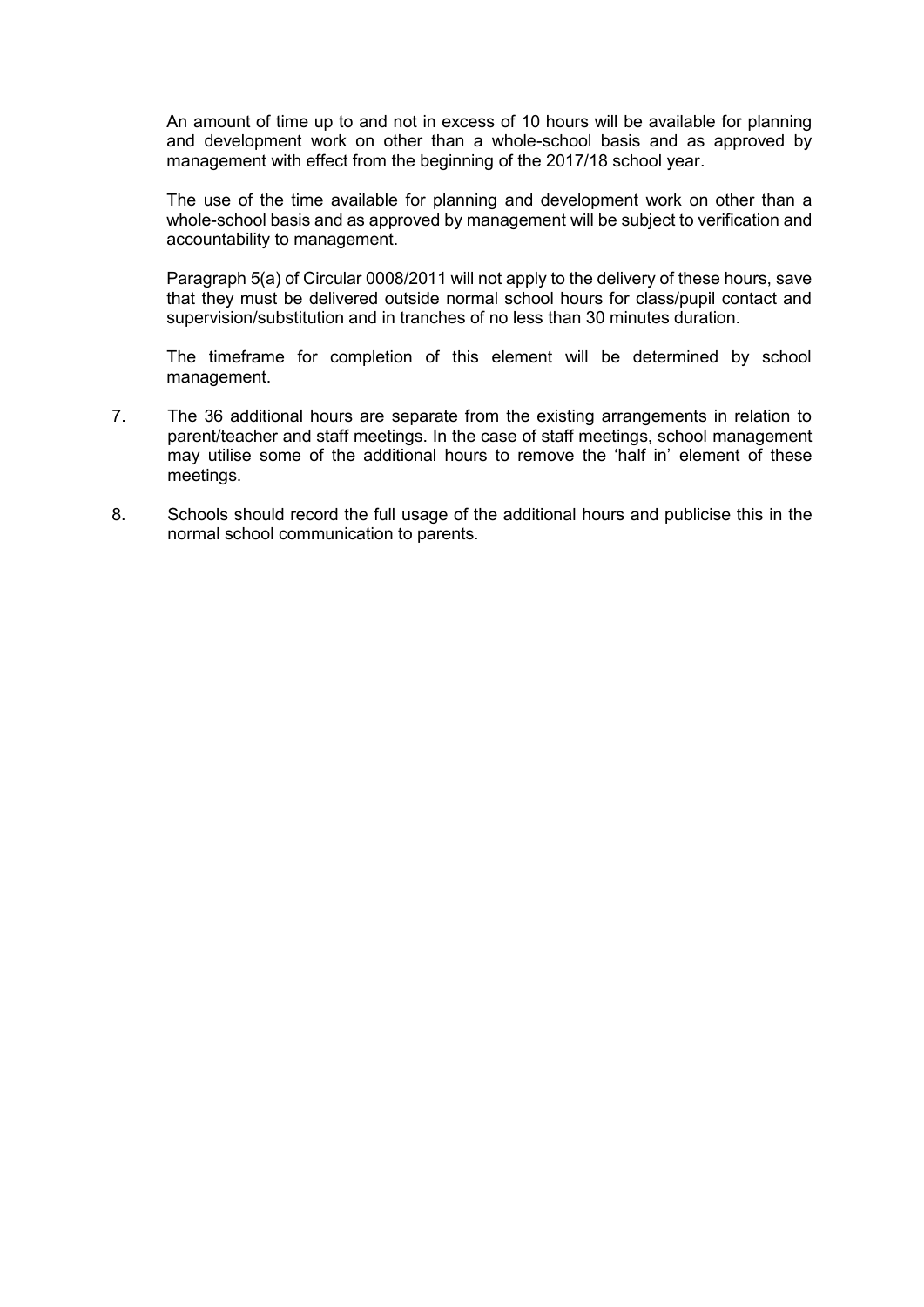An amount of time up to and not in excess of 10 hours will be available for planning and development work on other than a whole-school basis and as approved by management with effect from the beginning of the 2017/18 school year.

The use of the time available for planning and development work on other than a whole-school basis and as approved by management will be subject to verification and accountability to management.

Paragraph 5(a) of Circular 0008/2011 will not apply to the delivery of these hours, save that they must be delivered outside normal school hours for class/pupil contact and supervision/substitution and in tranches of no less than 30 minutes duration.

The timeframe for completion of this element will be determined by school management.

7. The 36 additional hours are separate from the existing arrangements in relation to parent/teacher and staff meetings. In the case of staff meetings, school management may utilise some of the additional hours to remove the 'half in' element of these meetings.

8. Schools should record the full usage of the additional hours and publicise this in the normal school communication to parents.